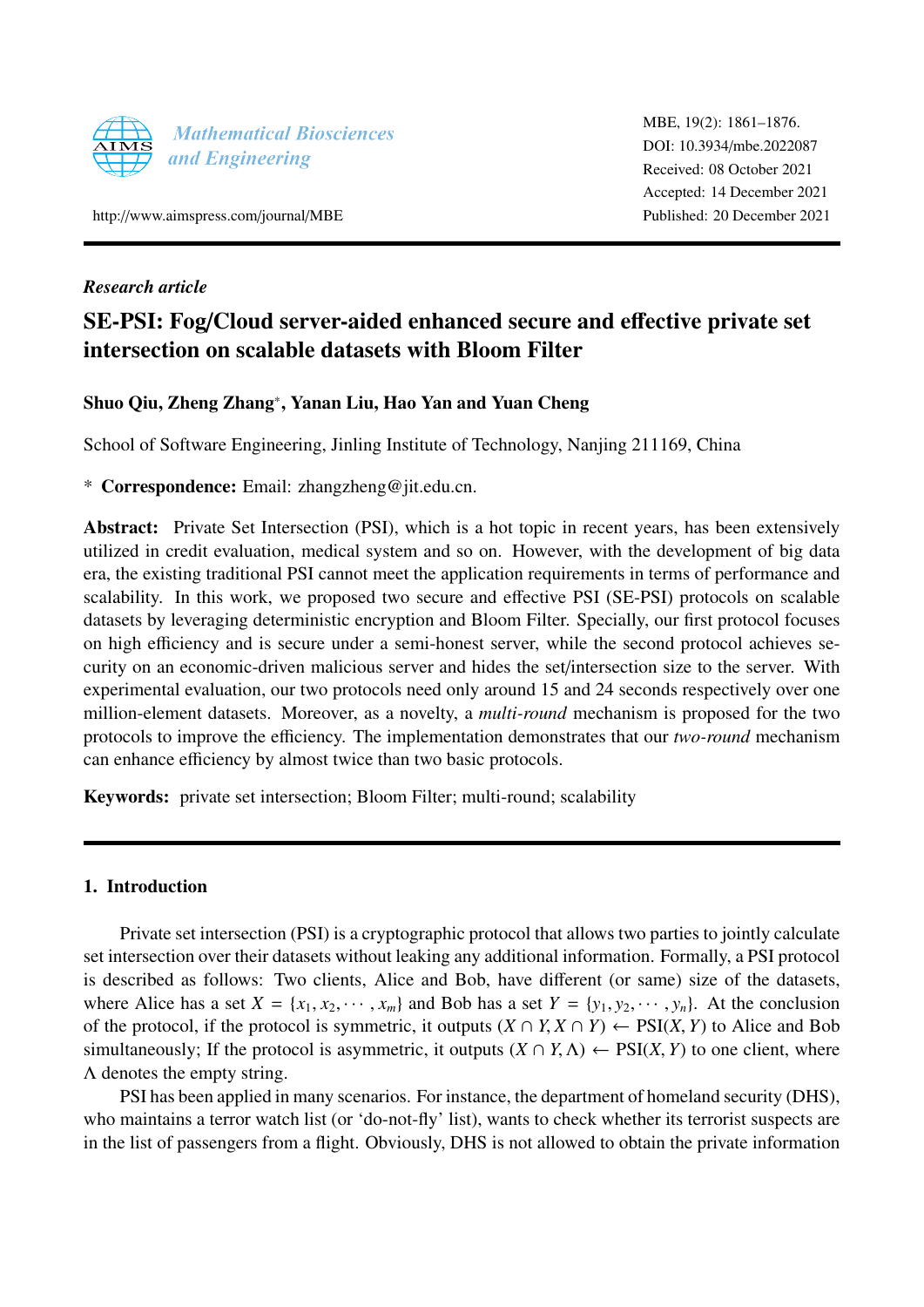*Research article*

# SE-PSI: Fog/Cloud server-aided enhanced secure and effective private set intersection on scalable datasets with Bloom Filter

**Shuo Qiu, Zheng Zhang*, Yanan Liu, Hao Yan and Yuan Cheng**

School of Software Engineering, Jinling Institute of Technology, Nanjing 211169, China

\* **Correspondence:** Email: zhangzheng@jit.edu.cn.

**Abstract:** Private Set Intersection (PSI), which is a hot topic in recent years, has been extensively utilized in credit evaluation, medical system and so on. However, with the development of big data era, the existing traditional PSI cannot meet the application requirements in terms of performance and scalability. In this work, we proposed two secure and effective PSI (SE-PSI) protocols on scalable datasets by leveraging deterministic encryption and Bloom Filter. Specially, our first protocol focuses on high efficiency and is secure under a semi-honest server, while the second protocol achieves security on an economic-driven malicious server and hides the set/intersection size to the server. With experimental evaluation, our two protocols need only around 15 and 24 seconds respectively over one million-element datasets. Moreover, as a novelty, a *multi-round* mechanism is proposed for the two protocols to improve the efficiency. The implementation demonstrates that our *two-round* mechanism can enhance efficiency by almost twice than two basic protocols.

**Keywords:** private set intersection; Bloom Filter; multi-round; scalability

## 1. Introduction

Private set intersection (PSI) is a cryptographic protocol that allows two parties to jointly calculate set intersection over their datasets without leaking any additional information. Formally, a PSI protocol is described as follows: Two clients, Alice and Bob, have different (or same) size of the datasets, where Alice has a set $X = \{x_1, x_2, \cdots, x_m\}$ and Bob has a set $Y = \{y_1, y_2, \cdots, y_n\}$. At the conclusion of the protocol, if the protocol is symmetric, it outputs $(X \cap Y, X \cap Y) \leftarrow \text{PSI}(X, Y)$ to Alice and Bob simultaneously; If the protocol is asymmetric, it outputs $(X \cap Y, \Lambda) \leftarrow \text{PSI}(X, Y)$ to one client, where $\Lambda$ denotes the empty string.

PSI has been applied in many scenarios. For instance, the department of homeland security (DHS), who maintains a terror watch list (or 'do-not-fly' list), wants to check whether its terrorist suspects are in the list of passengers from a flight. Obviously, DHS is not allowed to obtain the private information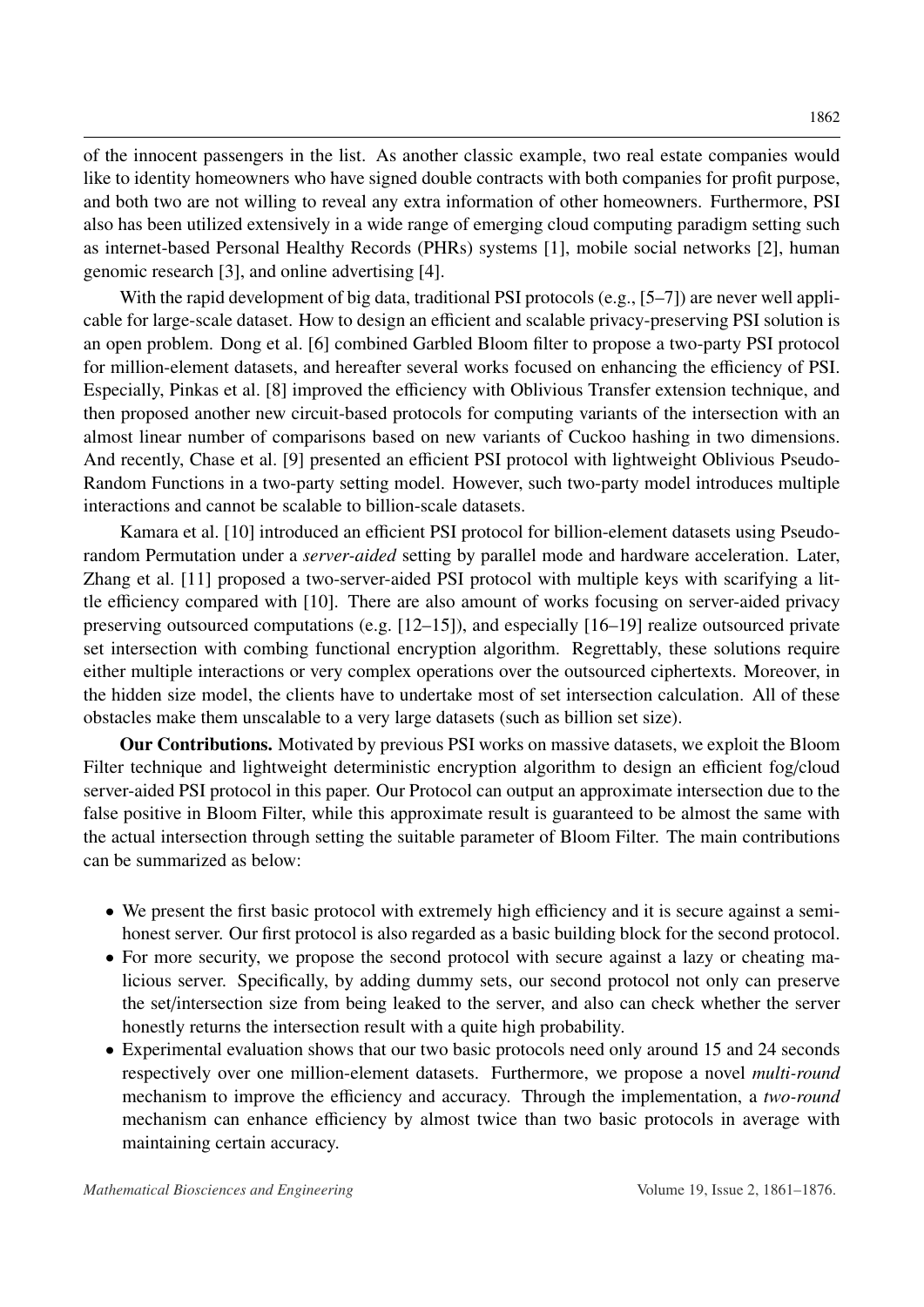of the innocent passengers in the list. As another classic example, two real estate companies would like to identity homeowners who have signed double contracts with both companies for profit purpose, and both two are not willing to reveal any extra information of other homeowners. Furthermore, PSI also has been utilized extensively in a wide range of emerging cloud computing paradigm setting such as internet-based Personal Healthy Records (PHRs) systems [1], mobile social networks [2], human genomic research [3], and online advertising [4].

With the rapid development of big data, traditional PSI protocols (e.g., [5–7]) are never well applicable for large-scale dataset. How to design an efficient and scalable privacy-preserving PSI solution is an open problem. Dong et al. [6] combined Garbled Bloom filter to propose a two-party PSI protocol for million-element datasets, and hereafter several works focused on enhancing the efficiency of PSI. Especially, Pinkas et al. [8] improved the efficiency with Oblivious Transfer extension technique, and then proposed another new circuit-based protocols for computing variants of the intersection with an almost linear number of comparisons based on new variants of Cuckoo hashing in two dimensions. And recently, Chase et al. [9] presented an efficient PSI protocol with lightweight Oblivious Pseudo-Random Functions in a two-party setting model. However, such two-party model introduces multiple interactions and cannot be scalable to billion-scale datasets.

Kamara et al. [10] introduced an efficient PSI protocol for billion-element datasets using Pseudorandom Permutation under a *server-aided* setting by parallel mode and hardware acceleration. Later, Zhang et al. [11] proposed a two-server-aided PSI protocol with multiple keys with scarifying a little efficiency compared with [10]. There are also amount of works focusing on server-aided privacy preserving outsourced computations (e.g. [12–15]), and especially [16–19] realize outsourced private set intersection with combing functional encryption algorithm. Regrettably, these solutions require either multiple interactions or very complex operations over the outsourced ciphertexts. Moreover, in the hidden size model, the clients have to undertake most of set intersection calculation. All of these obstacles make them unscalable to a very large datasets (such as billion set size).

**Our Contributions.** Motivated by previous PSI works on massive datasets, we exploit the Bloom Filter technique and lightweight deterministic encryption algorithm to design an efficient fog/cloud server-aided PSI protocol in this paper. Our Protocol can output an approximate intersection due to the false positive in Bloom Filter, while this approximate result is guaranteed to be almost the same with the actual intersection through setting the suitable parameter of Bloom Filter. The main contributions can be summarized as below:

- We present the first basic protocol with extremely high efficiency and it is secure against a semi-honest server. Our first protocol is also regarded as a basic building block for the second protocol.
- For more security, we propose the second protocol with secure against a lazy or cheating malicious server. Specifically, by adding dummy sets, our second protocol not only can preserve the set/intersection size from being leaked to the server, and also can check whether the server honestly returns the intersection result with a quite high probability.
- Experimental evaluation shows that our two basic protocols need only around 15 and 24 seconds respectively over one million-element datasets. Furthermore, we propose a novel *multi-round* mechanism to improve the efficiency and accuracy. Through the implementation, a *two-round* mechanism can enhance efficiency by almost twice than two basic protocols in average with maintaining certain accuracy.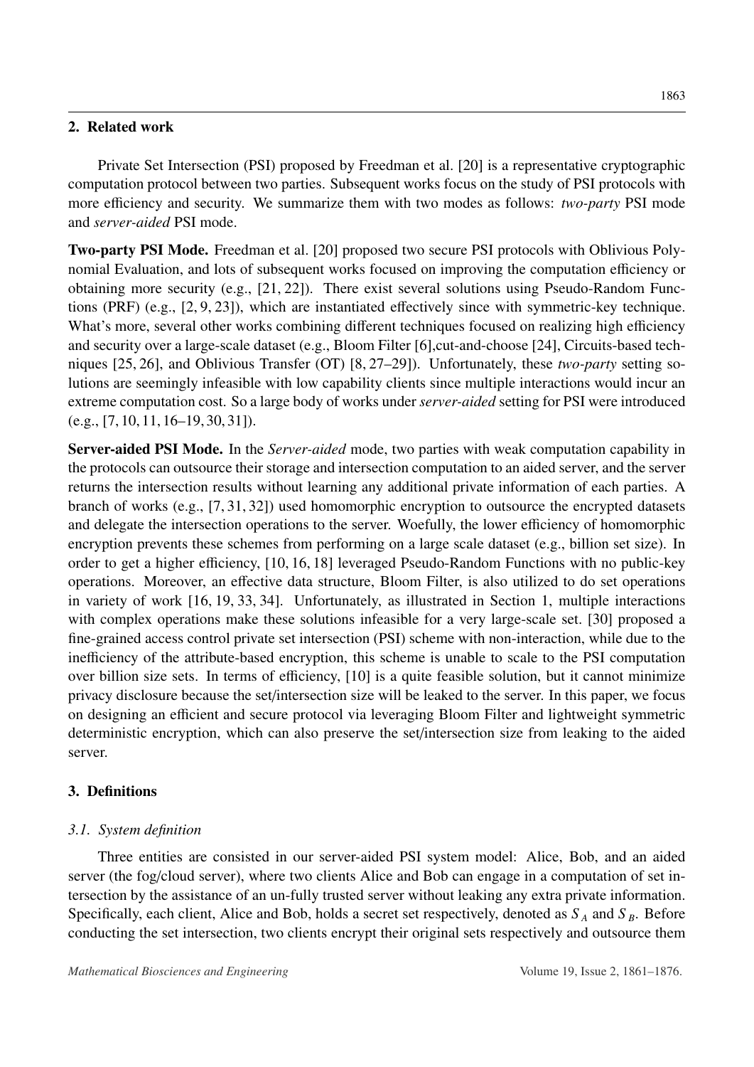## 2. Related work

Private Set Intersection (PSI) proposed by Freedman et al. [20] is a representative cryptographic computation protocol between two parties. Subsequent works focus on the study of PSI protocols with more efficiency and security. We summarize them with two modes as follows: *two-party* PSI mode and *server-aided* PSI mode.

**Two-party PSI Mode.** Freedman et al. [20] proposed two secure PSI protocols with Oblivious Polynomial Evaluation, and lots of subsequent works focused on improving the computation efficiency or obtaining more security (e.g., [21, 22]). There exist several solutions using Pseudo-Random Functions (PRF) (e.g., [2, 9, 23]), which are instantiated effectively since with symmetric-key technique. What's more, several other works combining different techniques focused on realizing high efficiency and security over a large-scale dataset (e.g., Bloom Filter [6],cut-and-choose [24], Circuits-based techniques [25, 26], and Oblivious Transfer (OT) [8, 27–29]). Unfortunately, these *two-party* setting solutions are seemingly infeasible with low capability clients since multiple interactions would incur an extreme computation cost. So a large body of works under *server-aided* setting for PSI were introduced (e.g., [7, 10, 11, 16–19, 30, 31]).

**Server-aided PSI Mode.** In the *Server-aided* mode, two parties with weak computation capability in the protocols can outsource their storage and intersection computation to an aided server, and the server returns the intersection results without learning any additional private information of each parties. A branch of works (e.g., [7, 31, 32]) used homomorphic encryption to outsource the encrypted datasets and delegate the intersection operations to the server. Woefully, the lower efficiency of homomorphic encryption prevents these schemes from performing on a large scale dataset (e.g., billion set size). In order to get a higher efficiency, [10, 16, 18] leveraged Pseudo-Random Functions with no public-key operations. Moreover, an effective data structure, Bloom Filter, is also utilized to do set operations in variety of work [16, 19, 33, 34]. Unfortunately, as illustrated in Section 1, multiple interactions with complex operations make these solutions infeasible for a very large-scale set. [30] proposed a fine-grained access control private set intersection (PSI) scheme with non-interaction, while due to the inefficiency of the attribute-based encryption, this scheme is unable to scale to the PSI computation over billion size sets. In terms of efficiency, [10] is a quite feasible solution, but it cannot minimize privacy disclosure because the set/intersection size will be leaked to the server. In this paper, we focus on designing an efficient and secure protocol via leveraging Bloom Filter and lightweight symmetric deterministic encryption, which can also preserve the set/intersection size from leaking to the aided server.

## 3. Definitions

### *3.1. System definition*

Three entities are consisted in our server-aided PSI system model: Alice, Bob, and an aided server (the fog/cloud server), where two clients Alice and Bob can engage in a computation of set intersection by the assistance of an un-fully trusted server without leaking any extra private information. Specifically, each client, Alice and Bob, holds a secret set respectively, denoted as $S_A$ and $S_B$. Before conducting the set intersection, two clients encrypt their original sets respectively and outsource them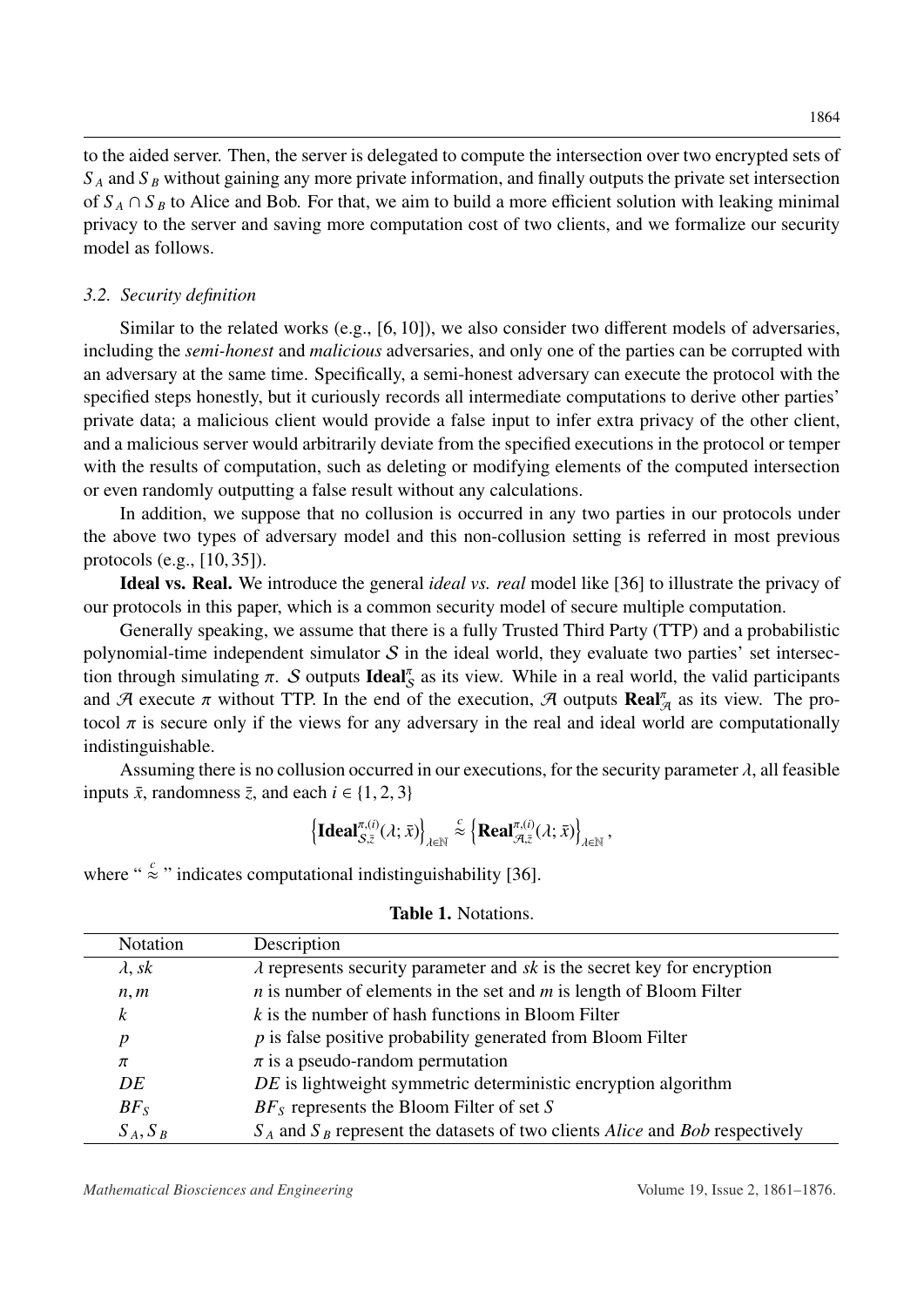to the aided server. Then, the server is delegated to compute the intersection over two encrypted sets of $S_A$ and $S_B$ without gaining any more private information, and finally outputs the private set intersection of $S_A \cap S_B$ to Alice and Bob. For that, we aim to build a more efficient solution with leaking minimal privacy to the server and saving more computation cost of two clients, and we formalize our security model as follows.

### 3.2. Security definition

Similar to the related works (e.g., [6, 10]), we also consider two different models of adversaries, including the *semi-honest* and *malicious* adversaries, and only one of the parties can be corrupted with an adversary at the same time. Specifically, a semi-honest adversary can execute the protocol with the specified steps honestly, but it curiously records all intermediate computations to derive other parties' private data; a malicious client would provide a false input to infer extra privacy of the other client, and a malicious server would arbitrarily deviate from the specified executions in the protocol or temper with the results of computation, such as deleting or modifying elements of the computed intersection or even randomly outputting a false result without any calculations.

In addition, we suppose that no collusion is occurred in any two parties in our protocols under the above two types of adversary model and this non-collusion setting is referred in most previous protocols (e.g., [10, 35]).

**Ideal vs. Real.** We introduce the general *ideal vs. real* model like [36] to illustrate the privacy of our protocols in this paper, which is a common security model of secure multiple computation.

Generally speaking, we assume that there is a fully Trusted Third Party (TTP) and a probabilistic polynomial-time independent simulator $\mathcal{S}$ in the ideal world, they evaluate two parties' set intersection through simulating $\pi$. $\mathcal{S}$ outputs $\mathbf{Ideal}_{\mathcal{S}}^{\pi}$ as its view. While in a real world, the valid participants and $\mathcal{A}$ execute $\pi$ without TTP. In the end of the execution, $\mathcal{A}$ outputs $\mathbf{Real}_{\mathcal{A}}^{\pi}$ as its view. The protocol $\pi$ is secure only if the views for any adversary in the real and ideal world are computationally indistinguishable.

Assuming there is no collusion occurred in our executions, for the security parameter $\lambda$, all feasible inputs $\bar{x}$, randomness $\bar{z}$, and each $i \in \{1, 2, 3\}$

$$\left\{\mathbf{Ideal}_{\mathcal{S},\bar{z}}^{\pi,(i)}(\lambda;\bar{x})\right\}_{\lambda\in\mathbb{N}} \stackrel{c}{\approx} \left\{\mathbf{Real}_{\mathcal{A},\bar{z}}^{\pi,(i)}(\lambda;\bar{x})\right\}_{\lambda\in\mathbb{N}},$$

where " $\stackrel{c}{\approx}$ " indicates computational indistinguishability [36].

**Table 1.** Notations.

| Notation | Description |
|---|---|
| $\lambda, sk$ | $\lambda$ represents security parameter and $sk$ is the secret key for encryption |
| $n, m$ | $n$ is number of elements in the set and $m$ is length of Bloom Filter |
| $k$ | $k$ is the number of hash functions in Bloom Filter |
| $p$ | $p$ is false positive probability generated from Bloom Filter |
| $\pi$ | $\pi$ is a pseudo-random permutation |
| $DE$ | $DE$ is lightweight symmetric deterministic encryption algorithm |
| $BF_S$ | $BF_S$ represents the Bloom Filter of set $S$ |
| $S_A, S_B$ | $S_A$ and $S_B$ represent the datasets of two clients *Alice* and *Bob* respectively |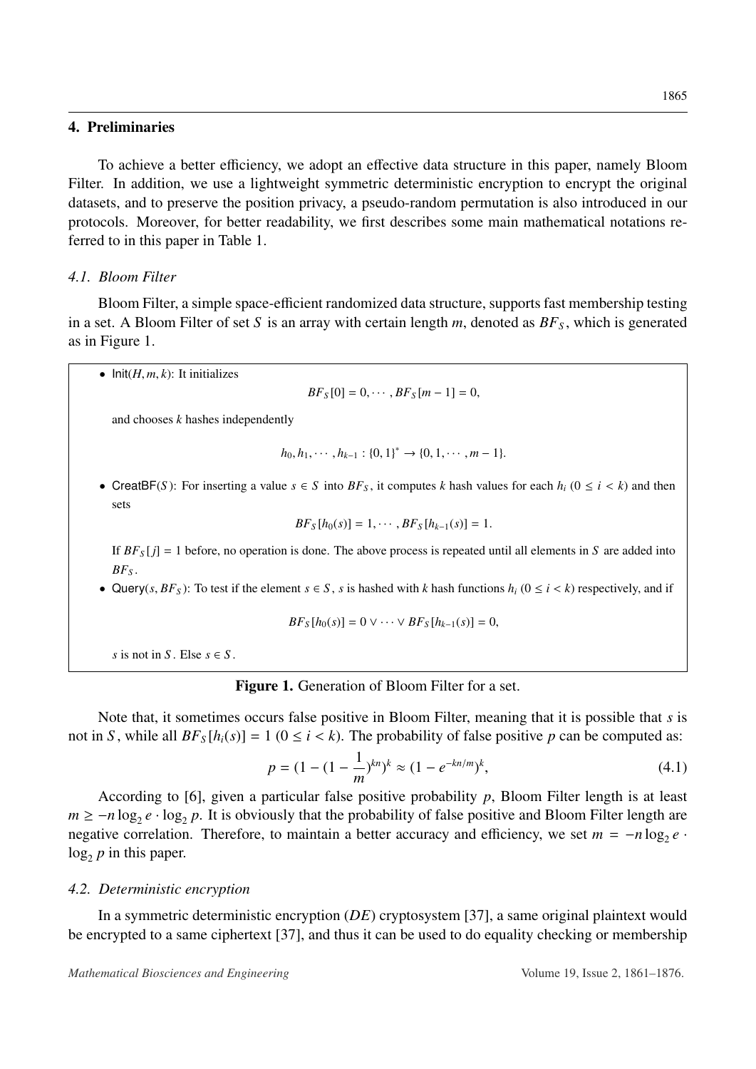## 4. Preliminaries

To achieve a better efficiency, we adopt an effective data structure in this paper, namely Bloom Filter. In addition, we use a lightweight symmetric deterministic encryption to encrypt the original datasets, and to preserve the position privacy, a pseudo-random permutation is also introduced in our protocols. Moreover, for better readability, we first describes some main mathematical notations referred to in this paper in Table 1.

### 4.1. Bloom Filter

Bloom Filter, a simple space-efficient randomized data structure, supports fast membership testing in a set. A Bloom Filter of set $S$ is an array with certain length $m$, denoted as $BF_S$, which is generated as in Figure 1.

- $\mathsf{Init}(H, m, k)$: It initializes

$$BF_S[0] = 0, \cdots, BF_S[m-1] = 0,$$

and chooses $k$ hashes independently

$$h_0, h_1, \cdots, h_{k-1} : \{0,1\}^* \rightarrow \{0, 1, \cdots, m-1\}.$$

- $\mathsf{CreatBF}(S)$: For inserting a value $s \in S$ into $BF_S$, it computes $k$ hash values for each $h_i$ ($0 \leq i < k$) and then sets

$$BF_S[h_0(s)] = 1, \cdots, BF_S[h_{k-1}(s)] = 1.$$

If $BF_S[j] = 1$ before, no operation is done. The above process is repeated until all elements in $S$ are added into $BF_S$.

- $\mathsf{Query}(s, BF_S)$: To test if the element $s \in S$, $s$ is hashed with $k$ hash functions $h_i$ ($0 \leq i < k$) respectively, and if

$$BF_S[h_0(s)] = 0 \vee \cdots \vee BF_S[h_{k-1}(s)] = 0,$$

$s$ is not in $S$. Else $s \in S$.

**Figure 1.** Generation of Bloom Filter for a set.

Note that, it sometimes occurs false positive in Bloom Filter, meaning that it is possible that $s$ is not in $S$, while all $BF_S[h_i(s)] = 1$ ($0 \leq i < k$). The probability of false positive $p$ can be computed as:

$$p = (1 - (1 - \frac{1}{m})^{kn})^k \approx (1 - e^{-kn/m})^k, \tag{4.1}$$

According to [6], given a particular false positive probability $p$, Bloom Filter length is at least $m \geq -n \log_2 e \cdot \log_2 p$. It is obviously that the probability of false positive and Bloom Filter length are negative correlation. Therefore, to maintain a better accuracy and efficiency, we set $m = -n \log_2 e \cdot \log_2 p$ in this paper.

### 4.2. Deterministic encryption

In a symmetric deterministic encryption ($DE$) cryptosystem [37], a same original plaintext would be encrypted to a same ciphertext [37], and thus it can be used to do equality checking or membership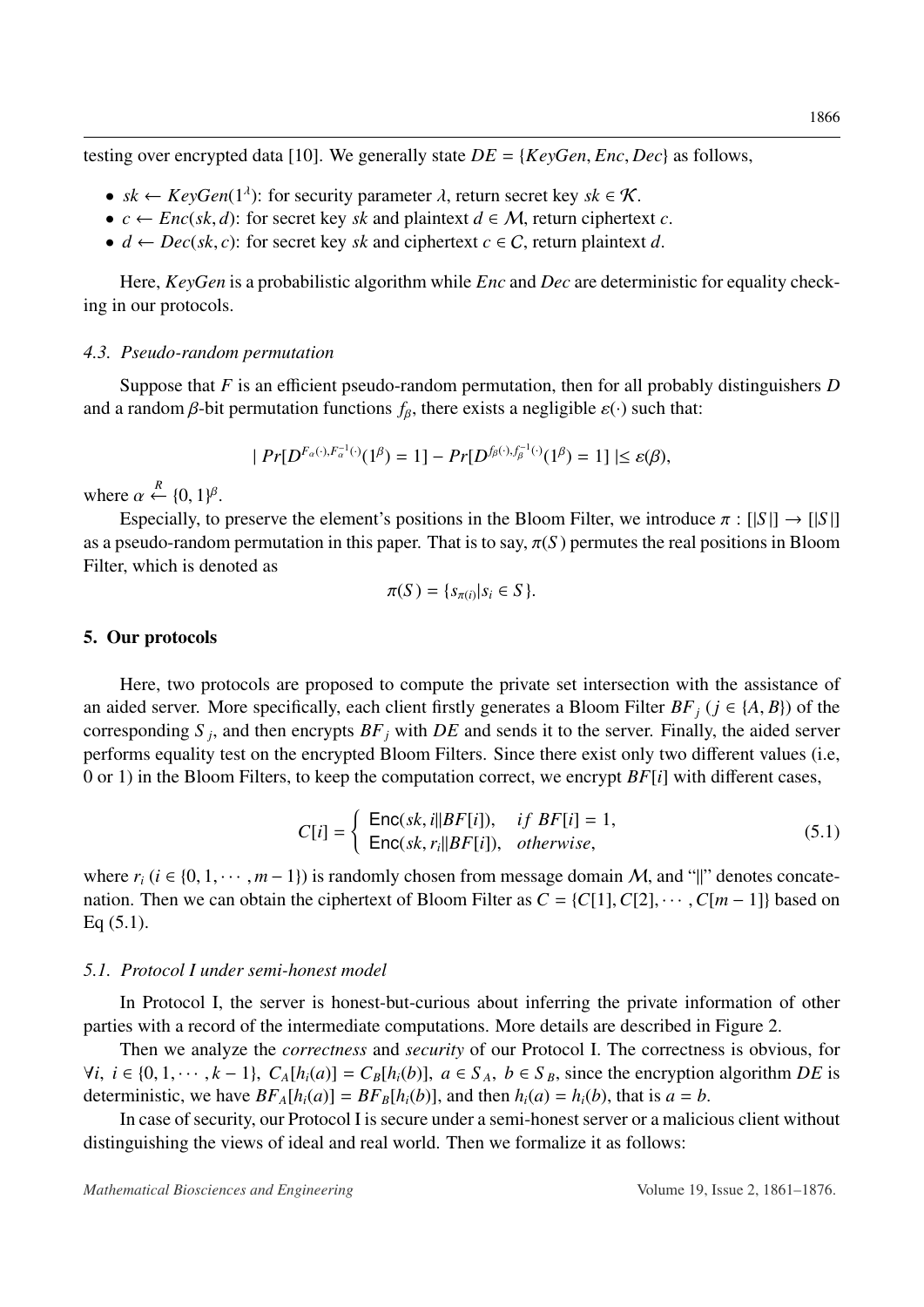testing over encrypted data [10]. We generally state $DE = \{KeyGen, Enc, Dec\}$ as follows,

- $sk \leftarrow KeyGen(1^\lambda)$: for security parameter $\lambda$, return secret key $sk \in \mathcal{K}$.
- $c \leftarrow Enc(sk, d)$: for secret key $sk$ and plaintext $d \in \mathcal{M}$, return ciphertext $c$.
- $d \leftarrow Dec(sk, c)$: for secret key $sk$ and ciphertext $c \in C$, return plaintext $d$.

Here, *KeyGen* is a probabilistic algorithm while *Enc* and *Dec* are deterministic for equality checking in our protocols.

### 4.3. Pseudo-random permutation

Suppose that $F$ is an efficient pseudo-random permutation, then for all probably distinguishers $D$ and a random $\beta$-bit permutation functions $f_\beta$, there exists a negligible $\varepsilon(\cdot)$ such that:

$$| Pr[D^{F_\alpha(\cdot), F_\alpha^{-1}(\cdot)}(1^\beta) = 1] - Pr[D^{f_\beta(\cdot), f_\beta^{-1}(\cdot)}(1^\beta) = 1] | \leq \varepsilon(\beta),$$

where $\alpha \xleftarrow{R} \{0, 1\}^\beta$.

Especially, to preserve the element's positions in the Bloom Filter, we introduce $\pi : [|S|] \rightarrow [|S|]$ as a pseudo-random permutation in this paper. That is to say, $\pi(S)$ permutes the real positions in Bloom Filter, which is denoted as

$$\pi(S) = \{s_{\pi(i)} | s_i \in S\}.$$

## 5. Our protocols

Here, two protocols are proposed to compute the private set intersection with the assistance of an aided server. More specifically, each client firstly generates a Bloom Filter $BF_j$ ($j \in \{A, B\}$) of the corresponding $S_j$, and then encrypts $BF_j$ with $DE$ and sends it to the server. Finally, the aided server performs equality test on the encrypted Bloom Filters. Since there exist only two different values (i.e, 0 or 1) in the Bloom Filters, to keep the computation correct, we encrypt $BF[i]$ with different cases,

$$C[i] = \begin{cases} \mathsf{Enc}(sk, i \| BF[i]), & if\ BF[i] = 1, \\ \mathsf{Enc}(sk, r_i \| BF[i]), & otherwise, \end{cases} \tag{5.1}$$

where $r_i$ ($i \in \{0, 1, \cdots, m-1\}$) is randomly chosen from message domain $\mathcal{M}$, and "$\|$" denotes concatenation. Then we can obtain the ciphertext of Bloom Filter as $C = \{C[1], C[2], \cdots, C[m-1]\}$ based on Eq (5.1).

### 5.1. Protocol I under semi-honest model

In Protocol I, the server is honest-but-curious about inferring the private information of other parties with a record of the intermediate computations. More details are described in Figure 2.

Then we analyze the *correctness* and *security* of our Protocol I. The correctness is obvious, for $\forall i,\ i \in \{0, 1, \cdots, k-1\},\ C_A[h_i(a)] = C_B[h_i(b)],\ a \in S_A,\ b \in S_B$, since the encryption algorithm $DE$ is deterministic, we have $BF_A[h_i(a)] = BF_B[h_i(b)]$, and then $h_i(a) = h_i(b)$, that is $a = b$.

In case of security, our Protocol I is secure under a semi-honest server or a malicious client without distinguishing the views of ideal and real world. Then we formalize it as follows: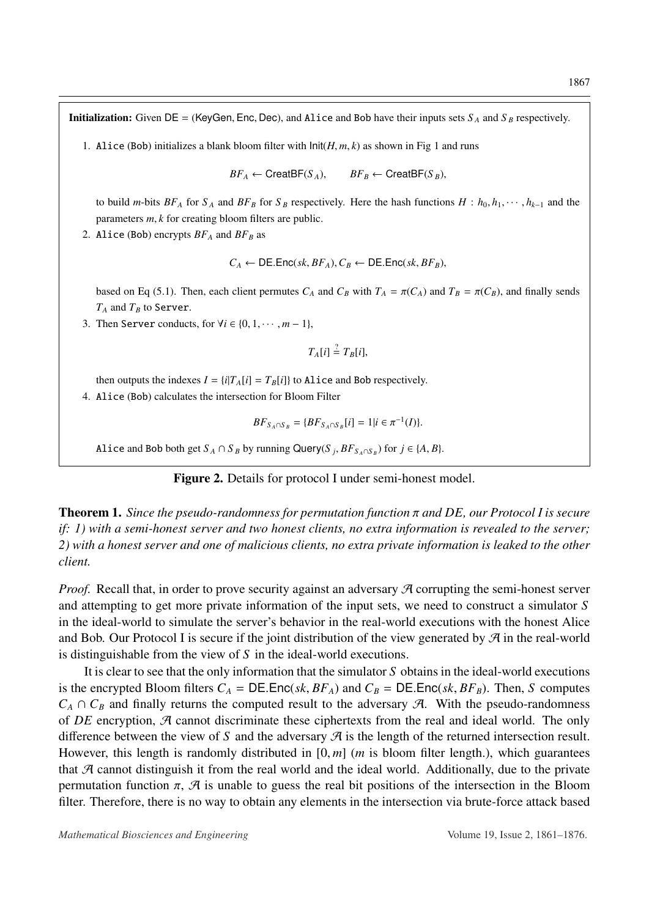**Initialization:** Given DE = (KeyGen, Enc, Dec), and Alice and Bob have their inputs sets $S_A$ and $S_B$ respectively.

1. Alice (Bob) initializes a blank bloom filter with $\mathsf{Init}(H, m, k)$ as shown in Fig 1 and runs

$$BF_A \leftarrow \mathsf{CreatBF}(S_A), \qquad BF_B \leftarrow \mathsf{CreatBF}(S_B),$$

to build $m$-bits $BF_A$ for $S_A$ and $BF_B$ for $S_B$ respectively. Here the hash functions $H : h_0, h_1, \cdots, h_{k-1}$ and the parameters $m, k$ for creating bloom filters are public.

2. Alice (Bob) encrypts $BF_A$ and $BF_B$ as

$$C_A \leftarrow \mathsf{DE.Enc}(sk, BF_A), C_B \leftarrow \mathsf{DE.Enc}(sk, BF_B),$$

based on Eq (5.1). Then, each client permutes $C_A$ and $C_B$ with $T_A = \pi(C_A)$ and $T_B = \pi(C_B)$, and finally sends $T_A$ and $T_B$ to Server.

3. Then Server conducts, for $\forall i \in \{0, 1, \cdots, m-1\}$,

$$T_A[i] \stackrel{?}{=} T_B[i],$$

then outputs the indexes $I = \{i | T_A[i] = T_B[i]\}$ to Alice and Bob respectively.

4. Alice (Bob) calculates the intersection for Bloom Filter

$$BF_{S_A \cap S_B} = \{BF_{S_A \cap S_B}[i] = 1 | i \in \pi^{-1}(I)\}.$$

Alice and Bob both get $S_A \cap S_B$ by running $\mathsf{Query}(S_j, BF_{S_A \cap S_B})$ for $j \in \{A, B\}$.

**Figure 2.** Details for protocol I under semi-honest model.

**Theorem 1.** *Since the pseudo-randomness for permutation function $\pi$ and DE, our Protocol I is secure if: 1) with a semi-honest server and two honest clients, no extra information is revealed to the server; 2) with a honest server and one of malicious clients, no extra private information is leaked to the other client.*

*Proof.* Recall that, in order to prove security against an adversary $\mathcal{A}$ corrupting the semi-honest server and attempting to get more private information of the input sets, we need to construct a simulator $S$ in the ideal-world to simulate the server's behavior in the real-world executions with the honest Alice and Bob. Our Protocol I is secure if the joint distribution of the view generated by $\mathcal{A}$ in the real-world is distinguishable from the view of $S$ in the ideal-world executions.

It is clear to see that the only information that the simulator $S$ obtains in the ideal-world executions is the encrypted Bloom filters $C_A = \mathsf{DE.Enc}(sk, BF_A)$ and $C_B = \mathsf{DE.Enc}(sk, BF_B)$. Then, $S$ computes $C_A \cap C_B$ and finally returns the computed result to the adversary $\mathcal{A}$. With the pseudo-randomness of $DE$ encryption, $\mathcal{A}$ cannot discriminate these ciphertexts from the real and ideal world. The only difference between the view of $S$ and the adversary $\mathcal{A}$ is the length of the returned intersection result. However, this length is randomly distributed in $[0, m]$ ($m$ is bloom filter length.), which guarantees that $\mathcal{A}$ cannot distinguish it from the real world and the ideal world. Additionally, due to the private permutation function $\pi$, $\mathcal{A}$ is unable to guess the real bit positions of the intersection in the Bloom filter. Therefore, there is no way to obtain any elements in the intersection via brute-force attack based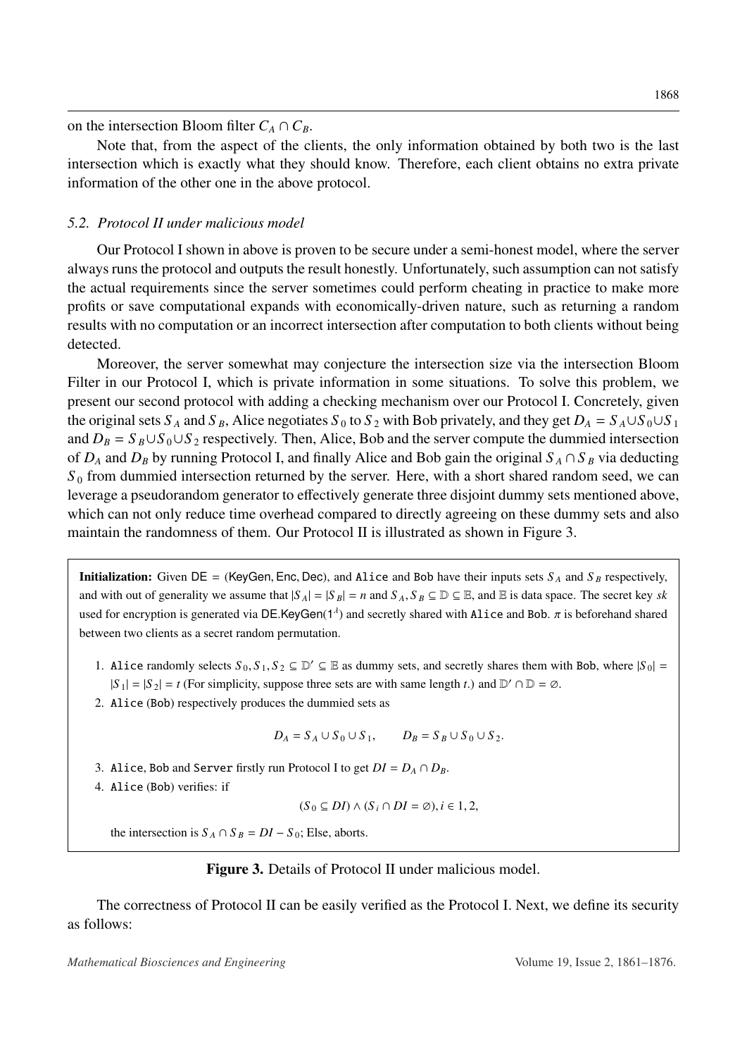on the intersection Bloom filter $C_A \cap C_B$.

Note that, from the aspect of the clients, the only information obtained by both two is the last intersection which is exactly what they should know. Therefore, each client obtains no extra private information of the other one in the above protocol.

### *5.2. Protocol II under malicious model*

Our Protocol I shown in above is proven to be secure under a semi-honest model, where the server always runs the protocol and outputs the result honestly. Unfortunately, such assumption can not satisfy the actual requirements since the server sometimes could perform cheating in practice to make more profits or save computational expands with economically-driven nature, such as returning a random results with no computation or an incorrect intersection after computation to both clients without being detected.

Moreover, the server somewhat may conjecture the intersection size via the intersection Bloom Filter in our Protocol I, which is private information in some situations. To solve this problem, we present our second protocol with adding a checking mechanism over our Protocol I. Concretely, given the original sets $S_A$ and $S_B$, Alice negotiates $S_0$ to $S_2$ with Bob privately, and they get $D_A = S_A \cup S_0 \cup S_1$ and $D_B = S_B \cup S_0 \cup S_2$ respectively. Then, Alice, Bob and the server compute the dummied intersection of $D_A$ and $D_B$ by running Protocol I, and finally Alice and Bob gain the original $S_A \cap S_B$ via deducting $S_0$ from dummied intersection returned by the server. Here, with a short shared random seed, we can leverage a pseudorandom generator to effectively generate three disjoint dummy sets mentioned above, which can not only reduce time overhead compared to directly agreeing on these dummy sets and also maintain the randomness of them. Our Protocol II is illustrated as shown in Figure 3.

**Initialization:** Given $\mathsf{DE} = (\mathsf{KeyGen}, \mathsf{Enc}, \mathsf{Dec})$, and `Alice` and `Bob` have their inputs sets $S_A$ and $S_B$ respectively, and with out of generality we assume that $|S_A| = |S_B| = n$ and $S_A, S_B \subseteq \mathbb{D} \subseteq \mathbb{E}$, and $\mathbb{E}$ is data space. The secret key $sk$ used for encryption is generated via $\mathsf{DE.KeyGen}(1^{\lambda})$ and secretly shared with `Alice` and `Bob`. $\pi$ is beforehand shared between two clients as a secret random permutation.

1. `Alice` randomly selects $S_0, S_1, S_2 \subseteq \mathbb{D}' \subseteq \mathbb{E}$ as dummy sets, and secretly shares them with `Bob`, where $|S_0| = |S_1| = |S_2| = t$ (For simplicity, suppose three sets are with same length $t$.) and $\mathbb{D}' \cap \mathbb{D} = \emptyset$.
2. `Alice` (`Bob`) respectively produces the dummied sets as

$$D_A = S_A \cup S_0 \cup S_1, \qquad D_B = S_B \cup S_0 \cup S_2.$$

3. `Alice`, `Bob` and `Server` firstly run Protocol I to get $DI = D_A \cap D_B$.
4. `Alice` (`Bob`) verifies: if

$$(S_0 \subseteq DI) \wedge (S_i \cap DI = \emptyset), i \in 1, 2,$$

the intersection is $S_A \cap S_B = DI - S_0$; Else, aborts.

**Figure 3.** Details of Protocol II under malicious model.

The correctness of Protocol II can be easily verified as the Protocol I. Next, we define its security as follows: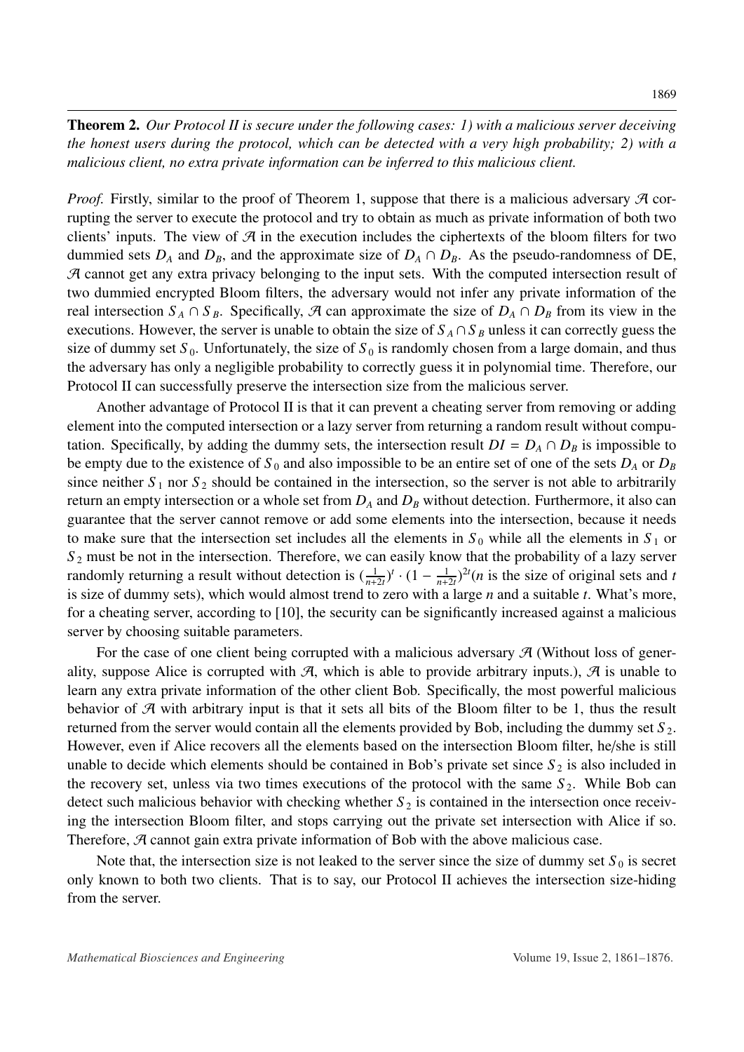**Theorem 2.** *Our Protocol II is secure under the following cases: 1) with a malicious server deceiving the honest users during the protocol, which can be detected with a very high probability; 2) with a malicious client, no extra private information can be inferred to this malicious client.*

*Proof.* Firstly, similar to the proof of Theorem 1, suppose that there is a malicious adversary $\mathcal{A}$ corrupting the server to execute the protocol and try to obtain as much as private information of both two clients' inputs. The view of $\mathcal{A}$ in the execution includes the ciphertexts of the bloom filters for two dummied sets $D_A$ and $D_B$, and the approximate size of $D_A \cap D_B$. As the pseudo-randomness of $\mathsf{DE}$, $\mathcal{A}$ cannot get any extra privacy belonging to the input sets. With the computed intersection result of two dummied encrypted Bloom filters, the adversary would not infer any private information of the real intersection $S_A \cap S_B$. Specifically, $\mathcal{A}$ can approximate the size of $D_A \cap D_B$ from its view in the executions. However, the server is unable to obtain the size of $S_A \cap S_B$ unless it can correctly guess the size of dummy set $S_0$. Unfortunately, the size of $S_0$ is randomly chosen from a large domain, and thus the adversary has only a negligible probability to correctly guess it in polynomial time. Therefore, our Protocol II can successfully preserve the intersection size from the malicious server.

Another advantage of Protocol II is that it can prevent a cheating server from removing or adding element into the computed intersection or a lazy server from returning a random result without computation. Specifically, by adding the dummy sets, the intersection result $DI = D_A \cap D_B$ is impossible to be empty due to the existence of $S_0$ and also impossible to be an entire set of one of the sets $D_A$ or $D_B$ since neither $S_1$ nor $S_2$ should be contained in the intersection, so the server is not able to arbitrarily return an empty intersection or a whole set from $D_A$ and $D_B$ without detection. Furthermore, it also can guarantee that the server cannot remove or add some elements into the intersection, because it needs to make sure that the intersection set includes all the elements in $S_0$ while all the elements in $S_1$ or $S_2$ must be not in the intersection. Therefore, we can easily know that the probability of a lazy server randomly returning a result without detection is $(\frac{1}{n+2t})^t \cdot (1 - \frac{1}{n+2t})^{2t}$($n$ is the size of original sets and $t$ is size of dummy sets), which would almost trend to zero with a large $n$ and a suitable $t$. What's more, for a cheating server, according to [10], the security can be significantly increased against a malicious server by choosing suitable parameters.

For the case of one client being corrupted with a malicious adversary $\mathcal{A}$ (Without loss of generality, suppose Alice is corrupted with $\mathcal{A}$, which is able to provide arbitrary inputs.), $\mathcal{A}$ is unable to learn any extra private information of the other client Bob. Specifically, the most powerful malicious behavior of $\mathcal{A}$ with arbitrary input is that it sets all bits of the Bloom filter to be 1, thus the result returned from the server would contain all the elements provided by Bob, including the dummy set $S_2$. However, even if Alice recovers all the elements based on the intersection Bloom filter, he/she is still unable to decide which elements should be contained in Bob's private set since $S_2$ is also included in the recovery set, unless via two times executions of the protocol with the same $S_2$. While Bob can detect such malicious behavior with checking whether $S_2$ is contained in the intersection once receiving the intersection Bloom filter, and stops carrying out the private set intersection with Alice if so. Therefore, $\mathcal{A}$ cannot gain extra private information of Bob with the above malicious case.

Note that, the intersection size is not leaked to the server since the size of dummy set $S_0$ is secret only known to both two clients. That is to say, our Protocol II achieves the intersection size-hiding from the server.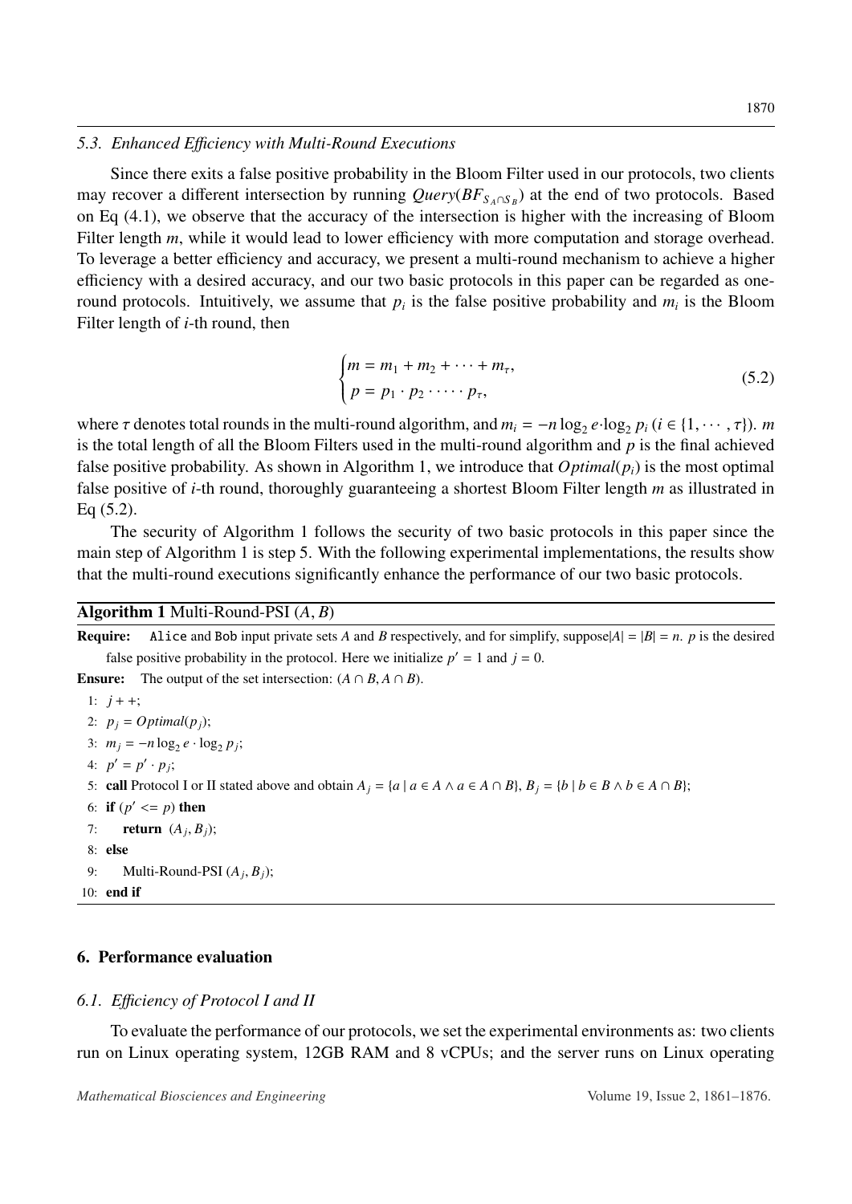### 5.3. Enhanced Efficiency with Multi-Round Executions

Since there exits a false positive probability in the Bloom Filter used in our protocols, two clients may recover a different intersection by running $Query(BF_{S_A \cap S_B})$ at the end of two protocols. Based on Eq (4.1), we observe that the accuracy of the intersection is higher with the increasing of Bloom Filter length $m$, while it would lead to lower efficiency with more computation and storage overhead. To leverage a better efficiency and accuracy, we present a multi-round mechanism to achieve a higher efficiency with a desired accuracy, and our two basic protocols in this paper can be regarded as one-round protocols. Intuitively, we assume that $p_i$ is the false positive probability and $m_i$ is the Bloom Filter length of $i$-th round, then

$$\begin{cases} m = m_1 + m_2 + \cdots + m_\tau, \\ p = p_1 \cdot p_2 \cdot \cdots \cdot p_\tau, \end{cases} \tag{5.2}$$

where $\tau$ denotes total rounds in the multi-round algorithm, and $m_i = -n \log_2 e \cdot \log_2 p_i$ ($i \in \{1, \cdots, \tau\}$). $m$ is the total length of all the Bloom Filters used in the multi-round algorithm and $p$ is the final achieved false positive probability. As shown in Algorithm 1, we introduce that $Optimal(p_i)$ is the most optimal false positive of $i$-th round, thoroughly guaranteeing a shortest Bloom Filter length $m$ as illustrated in Eq (5.2).

The security of Algorithm 1 follows the security of two basic protocols in this paper since the main step of Algorithm 1 is step 5. With the following experimental implementations, the results show that the multi-round executions significantly enhance the performance of our two basic protocols.

**Algorithm 1** Multi-Round-PSI ($A$, $B$)

**Require:** Alice and Bob input private sets $A$ and $B$ respectively, and for simplify, suppose$|A| = |B| = n$. $p$ is the desired false positive probability in the protocol. Here we initialize $p' = 1$ and $j = 0$.

**Ensure:** The output of the set intersection: $(A \cap B, A \cap B)$.

1: $j++$;
2: $p_j = Optimal(p_j)$;
3: $m_j = -n \log_2 e \cdot \log_2 p_j$;
4: $p' = p' \cdot p_j$;
5: **call** Protocol I or II stated above and obtain $A_j = \{a \mid a \in A \wedge a \in A \cap B\}$, $B_j = \{b \mid b \in B \wedge b \in A \cap B\}$;
6: **if** ($p' <= p$) **then**
7: &nbsp;&nbsp;&nbsp;&nbsp;**return** $(A_j, B_j)$;
8: **else**
9: &nbsp;&nbsp;&nbsp;&nbsp;Multi-Round-PSI ($A_j$, $B_j$);
10: **end if**

## 6. Performance evaluation

### 6.1. Efficiency of Protocol I and II

To evaluate the performance of our protocols, we set the experimental environments as: two clients run on Linux operating system, 12GB RAM and 8 vCPUs; and the server runs on Linux operating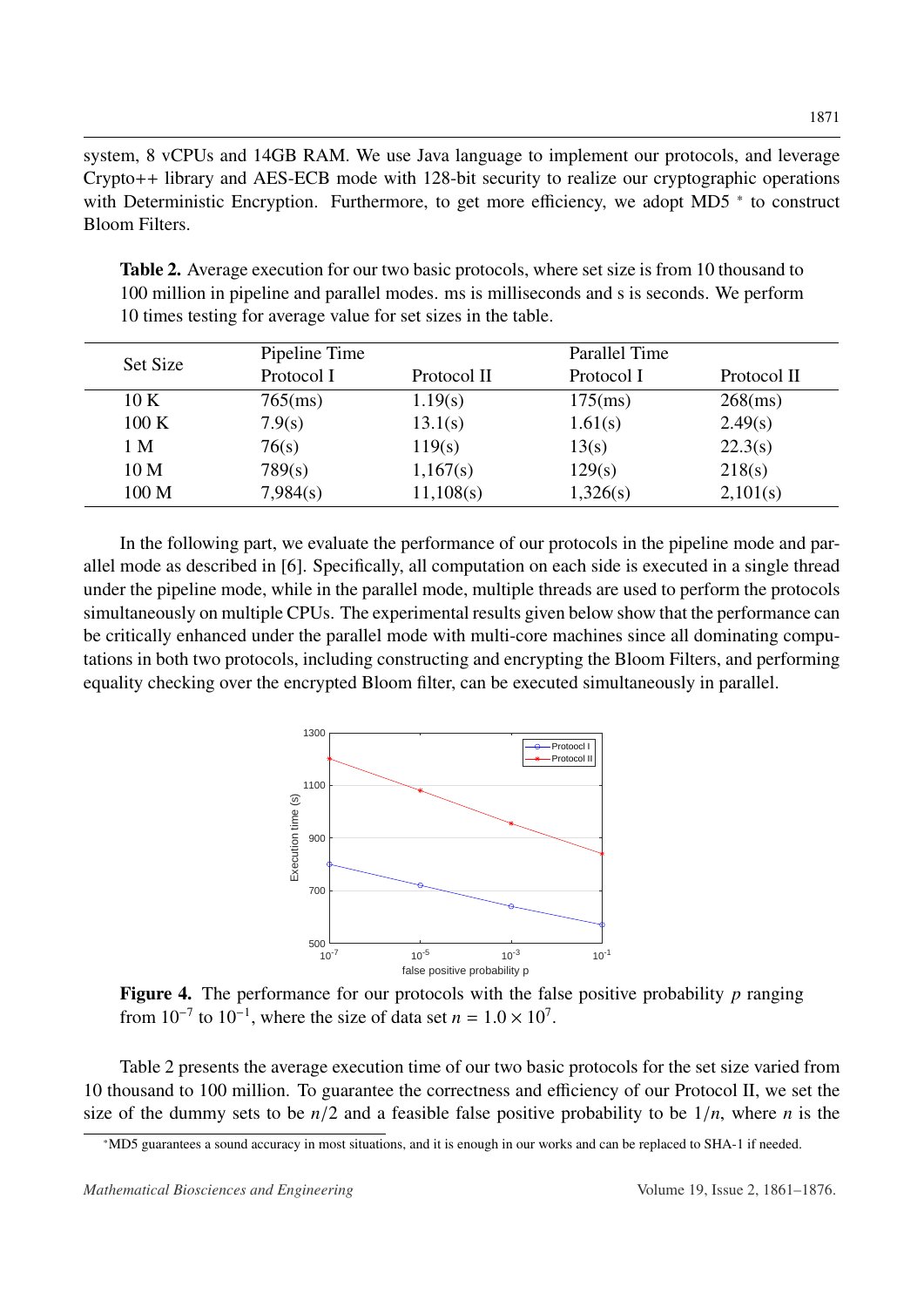system, 8 vCPUs and 14GB RAM. We use Java language to implement our protocols, and leverage Crypto++ library and AES-ECB mode with 128-bit security to realize our cryptographic operations with Deterministic Encryption. Furthermore, to get more efficiency, we adopt MD5 [*] to construct Bloom Filters.

**Table 2.** Average execution for our two basic protocols, where set size is from 10 thousand to 100 million in pipeline and parallel modes. ms is milliseconds and s is seconds. We perform 10 times testing for average value for set sizes in the table.

| Set Size | Pipeline Time | | Parallel Time | |
|---|---|---|---|---|
| | Protocol I | Protocol II | Protocol I | Protocol II |
| 10 K | 765(ms) | 1.19(s) | 175(ms) | 268(ms) |
| 100 K | 7.9(s) | 13.1(s) | 1.61(s) | 2.49(s) |
| 1 M | 76(s) | 119(s) | 13(s) | 22.3(s) |
| 10 M | 789(s) | 1,167(s) | 129(s) | 218(s) |
| 100 M | 7,984(s) | 11,108(s) | 1,326(s) | 2,101(s) |

In the following part, we evaluate the performance of our protocols in the pipeline mode and parallel mode as described in [6]. Specifically, all computation on each side is executed in a single thread under the pipeline mode, while in the parallel mode, multiple threads are used to perform the protocols simultaneously on multiple CPUs. The experimental results given below show that the performance can be critically enhanced under the parallel mode with multi-core machines since all dominating computations in both two protocols, including constructing and encrypting the Bloom Filters, and performing equality checking over the encrypted Bloom filter, can be executed simultaneously in parallel.

**Figure 4.** The performance for our protocols with the false positive probability $p$ ranging from $10^{-7}$ to $10^{-1}$, where the size of data set $n = 1.0 \times 10^7$.

Table 2 presents the average execution time of our two basic protocols for the set size varied from 10 thousand to 100 million. To guarantee the correctness and efficiency of our Protocol II, we set the size of the dummy sets to be $n/2$ and a feasible false positive probability to be $1/n$, where $n$ is the

[*] MD5 guarantees a sound accuracy in most situations, and it is enough in our works and can be replaced to SHA-1 if needed.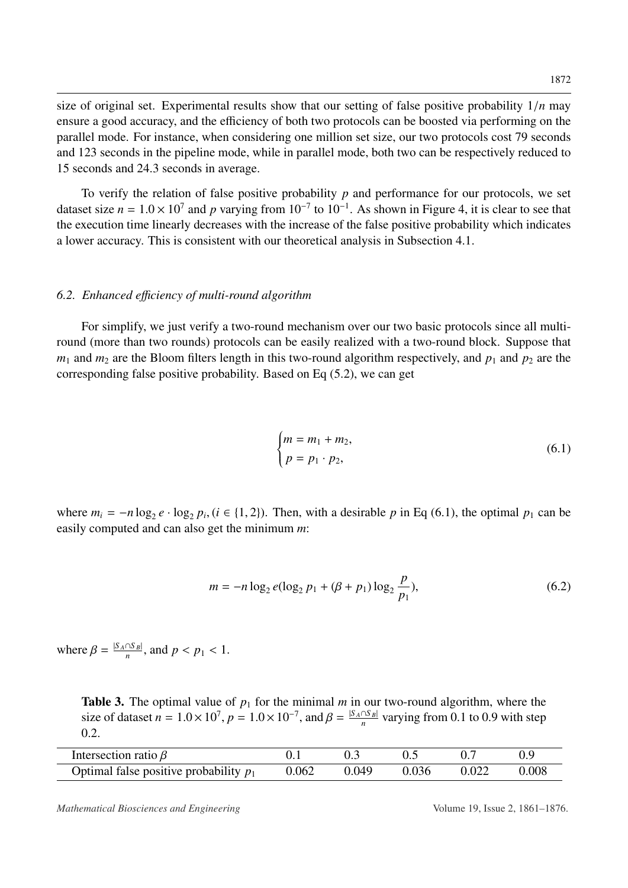size of original set. Experimental results show that our setting of false positive probability $1/n$ may ensure a good accuracy, and the efficiency of both two protocols can be boosted via performing on the parallel mode. For instance, when considering one million set size, our two protocols cost 79 seconds and 123 seconds in the pipeline mode, while in parallel mode, both two can be respectively reduced to 15 seconds and 24.3 seconds in average.

To verify the relation of false positive probability $p$ and performance for our protocols, we set dataset size $n = 1.0 \times 10^7$ and $p$ varying from $10^{-7}$ to $10^{-1}$. As shown in Figure 4, it is clear to see that the execution time linearly decreases with the increase of the false positive probability which indicates a lower accuracy. This is consistent with our theoretical analysis in Subsection 4.1.

### 6.2. Enhanced efficiency of multi-round algorithm

For simplify, we just verify a two-round mechanism over our two basic protocols since all multi-round (more than two rounds) protocols can be easily realized with a two-round block. Suppose that $m_1$ and $m_2$ are the Bloom filters length in this two-round algorithm respectively, and $p_1$ and $p_2$ are the corresponding false positive probability. Based on Eq (5.2), we can get

$$\begin{cases} m = m_1 + m_2, \\ p = p_1 \cdot p_2, \end{cases} \tag{6.1}$$

where $m_i = -n \log_2 e \cdot \log_2 p_i, (i \in \{1, 2\})$. Then, with a desirable $p$ in Eq (6.1), the optimal $p_1$ can be easily computed and can also get the minimum $m$:

$$m = -n \log_2 e(\log_2 p_1 + (\beta + p_1) \log_2 \frac{p}{p_1}), \tag{6.2}$$

where $\beta = \frac{|S_A \cap S_B|}{n}$, and $p < p_1 < 1$.

**Table 3.** The optimal value of $p_1$ for the minimal $m$ in our two-round algorithm, where the size of dataset $n = 1.0 \times 10^7$, $p = 1.0 \times 10^{-7}$, and $\beta = \frac{|S_A \cap S_B|}{n}$ varying from 0.1 to 0.9 with step 0.2.

| Intersection ratio $\beta$ | 0.1 | 0.3 | 0.5 | 0.7 | 0.9 |
|---|---|---|---|---|---|
| Optimal false positive probability $p_1$ | 0.062 | 0.049 | 0.036 | 0.022 | 0.008 |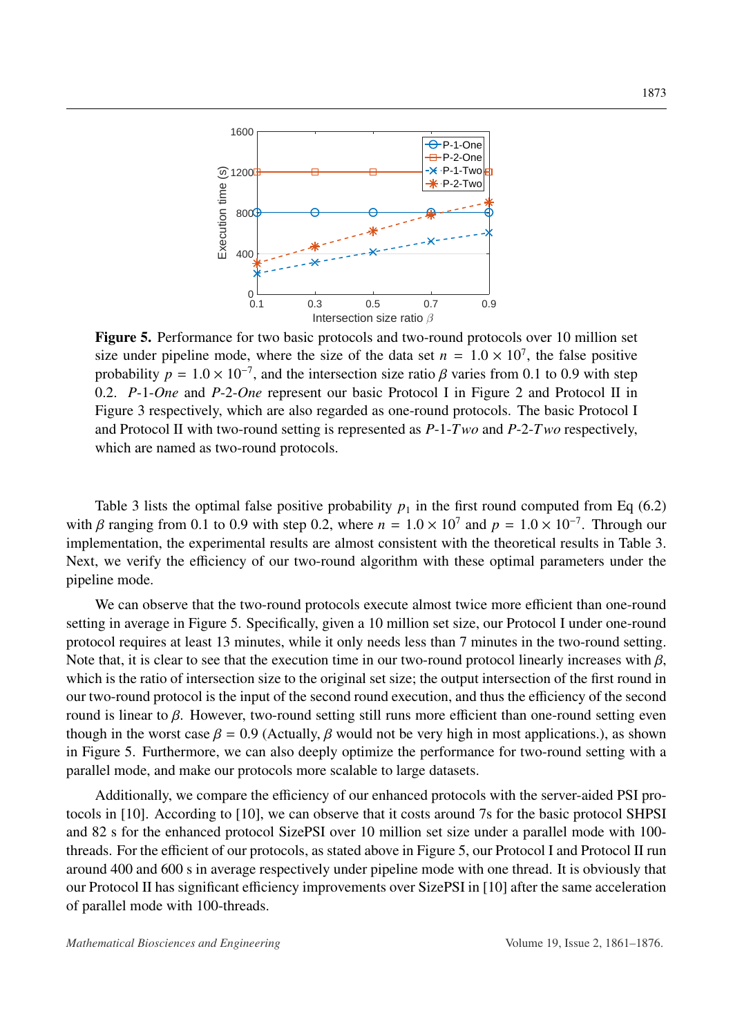**Figure 5.** Performance for two basic protocols and two-round protocols over 10 million set size under pipeline mode, where the size of the data set $n = 1.0 \times 10^7$, the false positive probability $p = 1.0 \times 10^{-7}$, and the intersection size ratio $\beta$ varies from 0.1 to 0.9 with step 0.2. $P$-1-$One$ and $P$-2-$One$ represent our basic Protocol I in Figure 2 and Protocol II in Figure 3 respectively, which are also regarded as one-round protocols. The basic Protocol I and Protocol II with two-round setting is represented as $P$-1-$Two$ and $P$-2-$Two$ respectively, which are named as two-round protocols.

Table 3 lists the optimal false positive probability $p_1$ in the first round computed from Eq (6.2) with $\beta$ ranging from 0.1 to 0.9 with step 0.2, where $n = 1.0 \times 10^7$ and $p = 1.0 \times 10^{-7}$. Through our implementation, the experimental results are almost consistent with the theoretical results in Table 3. Next, we verify the efficiency of our two-round algorithm with these optimal parameters under the pipeline mode.

We can observe that the two-round protocols execute almost twice more efficient than one-round setting in average in Figure 5. Specifically, given a 10 million set size, our Protocol I under one-round protocol requires at least 13 minutes, while it only needs less than 7 minutes in the two-round setting. Note that, it is clear to see that the execution time in our two-round protocol linearly increases with $\beta$, which is the ratio of intersection size to the original set size; the output intersection of the first round in our two-round protocol is the input of the second round execution, and thus the efficiency of the second round is linear to $\beta$. However, two-round setting still runs more efficient than one-round setting even though in the worst case $\beta = 0.9$ (Actually, $\beta$ would not be very high in most applications.), as shown in Figure 5. Furthermore, we can also deeply optimize the performance for two-round setting with a parallel mode, and make our protocols more scalable to large datasets.

Additionally, we compare the efficiency of our enhanced protocols with the server-aided PSI protocols in [10]. According to [10], we can observe that it costs around 7s for the basic protocol SHPSI and 82 s for the enhanced protocol SizePSI over 10 million set size under a parallel mode with 100-threads. For the efficient of our protocols, as stated above in Figure 5, our Protocol I and Protocol II run around 400 and 600 s in average respectively under pipeline mode with one thread. It is obviously that our Protocol II has significant efficiency improvements over SizePSI in [10] after the same acceleration of parallel mode with 100-threads.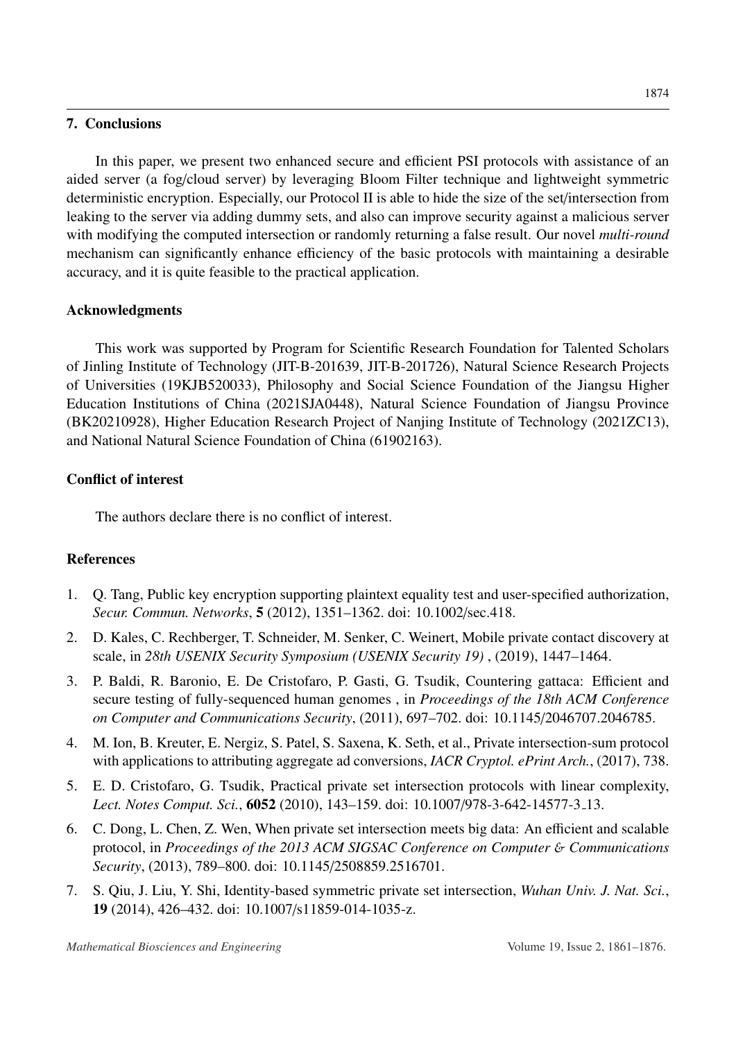## 7. Conclusions

In this paper, we present two enhanced secure and efficient PSI protocols with assistance of an aided server (a fog/cloud server) by leveraging Bloom Filter technique and lightweight symmetric deterministic encryption. Especially, our Protocol II is able to hide the size of the set/intersection from leaking to the server via adding dummy sets, and also can improve security against a malicious server with modifying the computed intersection or randomly returning a false result. Our novel *multi-round* mechanism can significantly enhance efficiency of the basic protocols with maintaining a desirable accuracy, and it is quite feasible to the practical application.

## Acknowledgments

This work was supported by Program for Scientific Research Foundation for Talented Scholars of Jinling Institute of Technology (JIT-B-201639, JIT-B-201726), Natural Science Research Projects of Universities (19KJB520033), Philosophy and Social Science Foundation of the Jiangsu Higher Education Institutions of China (2021SJA0448), Natural Science Foundation of Jiangsu Province (BK20210928), Higher Education Research Project of Nanjing Institute of Technology (2021ZC13), and National Natural Science Foundation of China (61902163).

## Conflict of interest

The authors declare there is no conflict of interest.

## References

1. Q. Tang, Public key encryption supporting plaintext equality test and user-specified authorization, *Secur. Commun. Networks*, **5** (2012), 1351–1362. doi: 10.1002/sec.418.
2. D. Kales, C. Rechberger, T. Schneider, M. Senker, C. Weinert, Mobile private contact discovery at scale, in *28th USENIX Security Symposium (USENIX Security 19)* , (2019), 1447–1464.
3. P. Baldi, R. Baronio, E. De Cristofaro, P. Gasti, G. Tsudik, Countering gattaca: Efficient and secure testing of fully-sequenced human genomes , in *Proceedings of the 18th ACM Conference on Computer and Communications Security*, (2011), 697–702. doi: 10.1145/2046707.2046785.
4. M. Ion, B. Kreuter, E. Nergiz, S. Patel, S. Saxena, K. Seth, et al., Private intersection-sum protocol with applications to attributing aggregate ad conversions, *IACR Cryptol. ePrint Arch.*, (2017), 738.
5. E. D. Cristofaro, G. Tsudik, Practical private set intersection protocols with linear complexity, *Lect. Notes Comput. Sci.*, **6052** (2010), 143–159. doi: 10.1007/978-3-642-14577-3_13.
6. C. Dong, L. Chen, Z. Wen, When private set intersection meets big data: An efficient and scalable protocol, in *Proceedings of the 2013 ACM SIGSAC Conference on Computer & Communications Security*, (2013), 789–800. doi: 10.1145/2508859.2516701.
7. S. Qiu, J. Liu, Y. Shi, Identity-based symmetric private set intersection, *Wuhan Univ. J. Nat. Sci.*, **19** (2014), 426–432. doi: 10.1007/s11859-014-1035-z.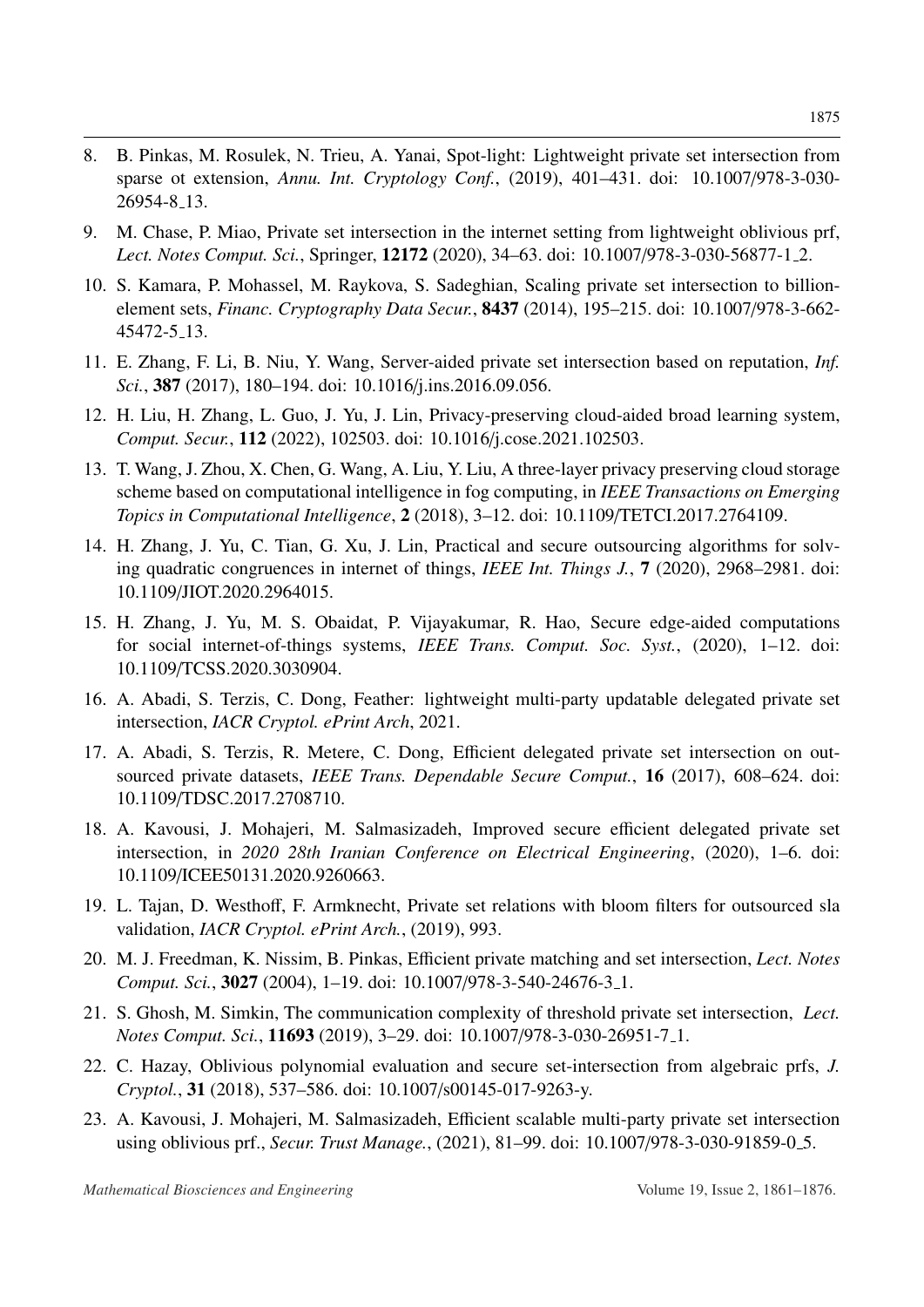8. B. Pinkas, M. Rosulek, N. Trieu, A. Yanai, Spot-light: Lightweight private set intersection from sparse ot extension, *Annu. Int. Cryptology Conf.*, (2019), 401–431. doi: 10.1007/978-3-030-26954-8_13.

9. M. Chase, P. Miao, Private set intersection in the internet setting from lightweight oblivious prf, *Lect. Notes Comput. Sci.*, Springer, **12172** (2020), 34–63. doi: 10.1007/978-3-030-56877-1_2.

10. S. Kamara, P. Mohassel, M. Raykova, S. Sadeghian, Scaling private set intersection to billion-element sets, *Financ. Cryptography Data Secur.*, **8437** (2014), 195–215. doi: 10.1007/978-3-662-45472-5_13.

11. E. Zhang, F. Li, B. Niu, Y. Wang, Server-aided private set intersection based on reputation, *Inf. Sci.*, **387** (2017), 180–194. doi: 10.1016/j.ins.2016.09.056.

12. H. Liu, H. Zhang, L. Guo, J. Yu, J. Lin, Privacy-preserving cloud-aided broad learning system, *Comput. Secur.*, **112** (2022), 102503. doi: 10.1016/j.cose.2021.102503.

13. T. Wang, J. Zhou, X. Chen, G. Wang, A. Liu, Y. Liu, A three-layer privacy preserving cloud storage scheme based on computational intelligence in fog computing, in *IEEE Transactions on Emerging Topics in Computational Intelligence*, **2** (2018), 3–12. doi: 10.1109/TETCI.2017.2764109.

14. H. Zhang, J. Yu, C. Tian, G. Xu, J. Lin, Practical and secure outsourcing algorithms for solving quadratic congruences in internet of things, *IEEE Int. Things J.*, **7** (2020), 2968–2981. doi: 10.1109/JIOT.2020.2964015.

15. H. Zhang, J. Yu, M. S. Obaidat, P. Vijayakumar, R. Hao, Secure edge-aided computations for social internet-of-things systems, *IEEE Trans. Comput. Soc. Syst.*, (2020), 1–12. doi: 10.1109/TCSS.2020.3030904.

16. A. Abadi, S. Terzis, C. Dong, Feather: lightweight multi-party updatable delegated private set intersection, *IACR Cryptol. ePrint Arch*, 2021.

17. A. Abadi, S. Terzis, R. Metere, C. Dong, Efficient delegated private set intersection on outsourced private datasets, *IEEE Trans. Dependable Secure Comput.*, **16** (2017), 608–624. doi: 10.1109/TDSC.2017.2708710.

18. A. Kavousi, J. Mohajeri, M. Salmasizadeh, Improved secure efficient delegated private set intersection, in *2020 28th Iranian Conference on Electrical Engineering*, (2020), 1–6. doi: 10.1109/ICEE50131.2020.9260663.

19. L. Tajan, D. Westhoff, F. Armknecht, Private set relations with bloom filters for outsourced sla validation, *IACR Cryptol. ePrint Arch.*, (2019), 993.

20. M. J. Freedman, K. Nissim, B. Pinkas, Efficient private matching and set intersection, *Lect. Notes Comput. Sci.*, **3027** (2004), 1–19. doi: 10.1007/978-3-540-24676-3_1.

21. S. Ghosh, M. Simkin, The communication complexity of threshold private set intersection, *Lect. Notes Comput. Sci.*, **11693** (2019), 3–29. doi: 10.1007/978-3-030-26951-7_1.

22. C. Hazay, Oblivious polynomial evaluation and secure set-intersection from algebraic prfs, *J. Cryptol.*, **31** (2018), 537–586. doi: 10.1007/s00145-017-9263-y.

23. A. Kavousi, J. Mohajeri, M. Salmasizadeh, Efficient scalable multi-party private set intersection using oblivious prf., *Secur. Trust Manage.*, (2021), 81–99. doi: 10.1007/978-3-030-91859-0_5.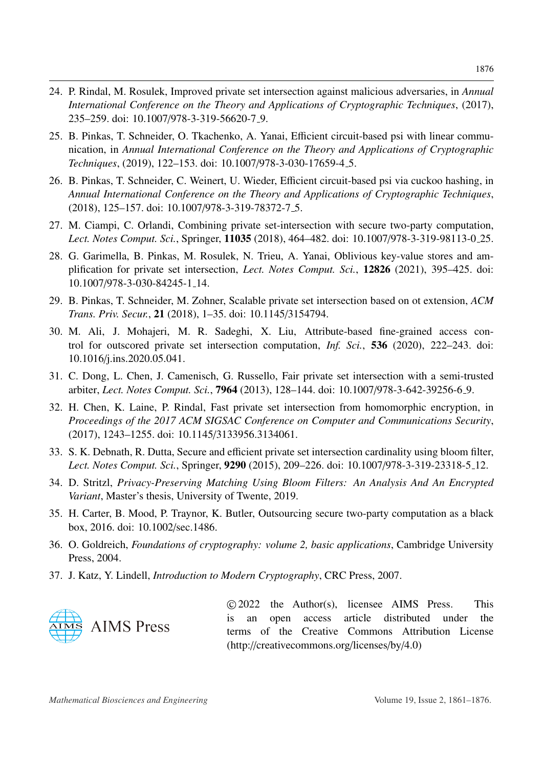24. P. Rindal, M. Rosulek, Improved private set intersection against malicious adversaries, in *Annual International Conference on the Theory and Applications of Cryptographic Techniques*, (2017), 235–259. doi: 10.1007/978-3-319-56620-7_9.

25. B. Pinkas, T. Schneider, O. Tkachenko, A. Yanai, Efficient circuit-based psi with linear communication, in *Annual International Conference on the Theory and Applications of Cryptographic Techniques*, (2019), 122–153. doi: 10.1007/978-3-030-17659-4_5.

26. B. Pinkas, T. Schneider, C. Weinert, U. Wieder, Efficient circuit-based psi via cuckoo hashing, in *Annual International Conference on the Theory and Applications of Cryptographic Techniques*, (2018), 125–157. doi: 10.1007/978-3-319-78372-7_5.

27. M. Ciampi, C. Orlandi, Combining private set-intersection with secure two-party computation, *Lect. Notes Comput. Sci.*, Springer, **11035** (2018), 464–482. doi: 10.1007/978-3-319-98113-0_25.

28. G. Garimella, B. Pinkas, M. Rosulek, N. Trieu, A. Yanai, Oblivious key-value stores and amplification for private set intersection, *Lect. Notes Comput. Sci.*, **12826** (2021), 395–425. doi: 10.1007/978-3-030-84245-1_14.

29. B. Pinkas, T. Schneider, M. Zohner, Scalable private set intersection based on ot extension, *ACM Trans. Priv. Secur.*, **21** (2018), 1–35. doi: 10.1145/3154794.

30. M. Ali, J. Mohajeri, M. R. Sadeghi, X. Liu, Attribute-based fine-grained access control for outscored private set intersection computation, *Inf. Sci.*, **536** (2020), 222–243. doi: 10.1016/j.ins.2020.05.041.

31. C. Dong, L. Chen, J. Camenisch, G. Russello, Fair private set intersection with a semi-trusted arbiter, *Lect. Notes Comput. Sci.*, **7964** (2013), 128–144. doi: 10.1007/978-3-642-39256-6_9.

32. H. Chen, K. Laine, P. Rindal, Fast private set intersection from homomorphic encryption, in *Proceedings of the 2017 ACM SIGSAC Conference on Computer and Communications Security*, (2017), 1243–1255. doi: 10.1145/3133956.3134061.

33. S. K. Debnath, R. Dutta, Secure and efficient private set intersection cardinality using bloom filter, *Lect. Notes Comput. Sci.*, Springer, **9290** (2015), 209–226. doi: 10.1007/978-3-319-23318-5_12.

34. D. Stritzl, *Privacy-Preserving Matching Using Bloom Filters: An Analysis And An Encrypted Variant*, Master's thesis, University of Twente, 2019.

35. H. Carter, B. Mood, P. Traynor, K. Butler, Outsourcing secure two-party computation as a black box, 2016. doi: 10.1002/sec.1486.

36. O. Goldreich, *Foundations of cryptography: volume 2, basic applications*, Cambridge University Press, 2004.

37. J. Katz, Y. Lindell, *Introduction to Modern Cryptography*, CRC Press, 2007.

AIMS Press

© 2022 the Author(s), licensee AIMS Press. This is an open access article distributed under the terms of the Creative Commons Attribution License (http://creativecommons.org/licenses/by/4.0)